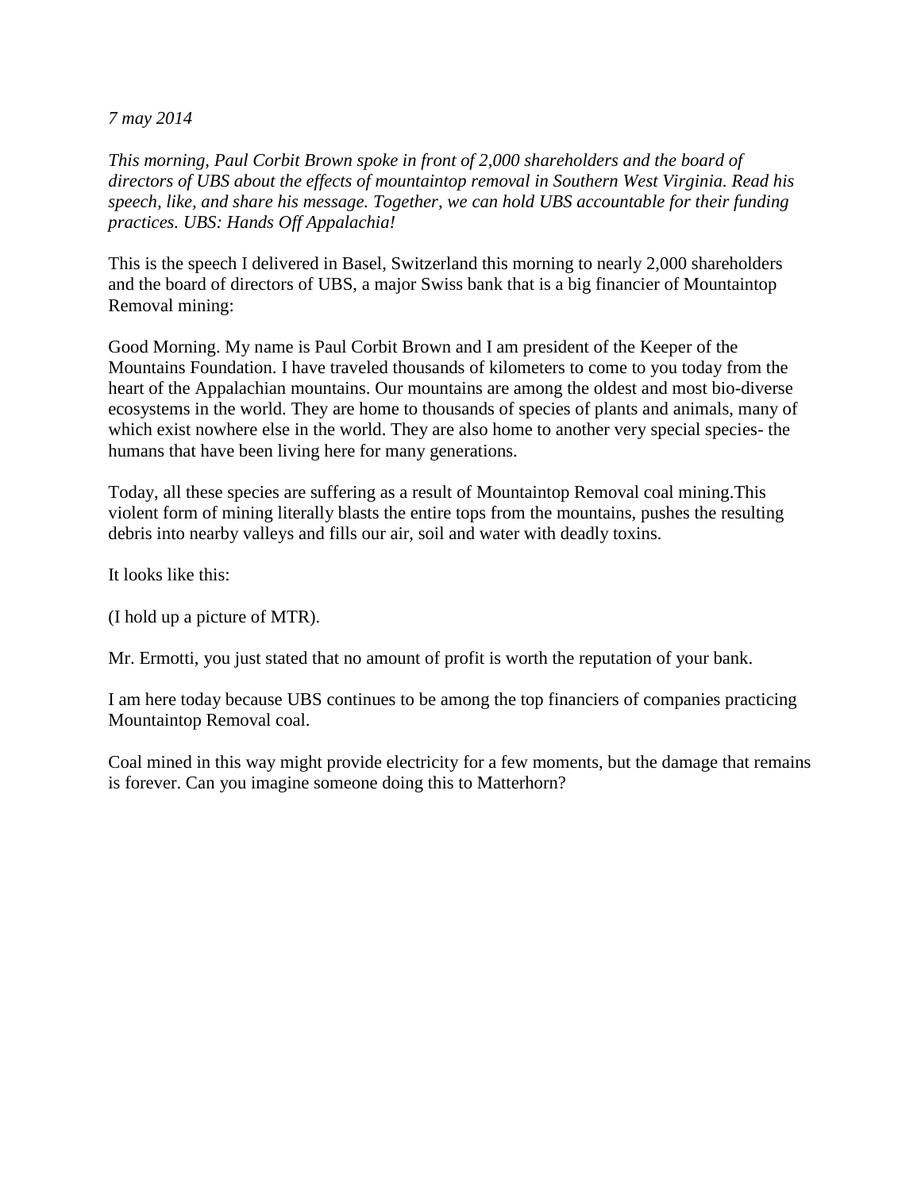*7 may 2014*

*This morning, Paul Corbit Brown spoke in front of 2,000 shareholders and the board of directors of UBS about the effects of mountaintop removal in Southern West Virginia. Read his speech, like, and share his message. Together, we can hold UBS accountable for their funding practices. UBS: Hands Off Appalachia!*

This is the speech I delivered in Basel, Switzerland this morning to nearly 2,000 shareholders and the board of directors of UBS, a major Swiss bank that is a big financier of Mountaintop Removal mining:

Good Morning. My name is Paul Corbit Brown and I am president of the Keeper of the Mountains Foundation. I have traveled thousands of kilometers to come to you today from the heart of the Appalachian mountains. Our mountains are among the oldest and most bio-diverse ecosystems in the world. They are home to thousands of species of plants and animals, many of which exist nowhere else in the world. They are also home to another very special species- the humans that have been living here for many generations.

Today, all these species are suffering as a result of Mountaintop Removal coal mining.This violent form of mining literally blasts the entire tops from the mountains, pushes the resulting debris into nearby valleys and fills our air, soil and water with deadly toxins.

It looks like this:

(I hold up a picture of MTR).

Mr. Ermotti, you just stated that no amount of profit is worth the reputation of your bank.

I am here today because UBS continues to be among the top financiers of companies practicing Mountaintop Removal coal.

Coal mined in this way might provide electricity for a few moments, but the damage that remains is forever. Can you imagine someone doing this to Matterhorn?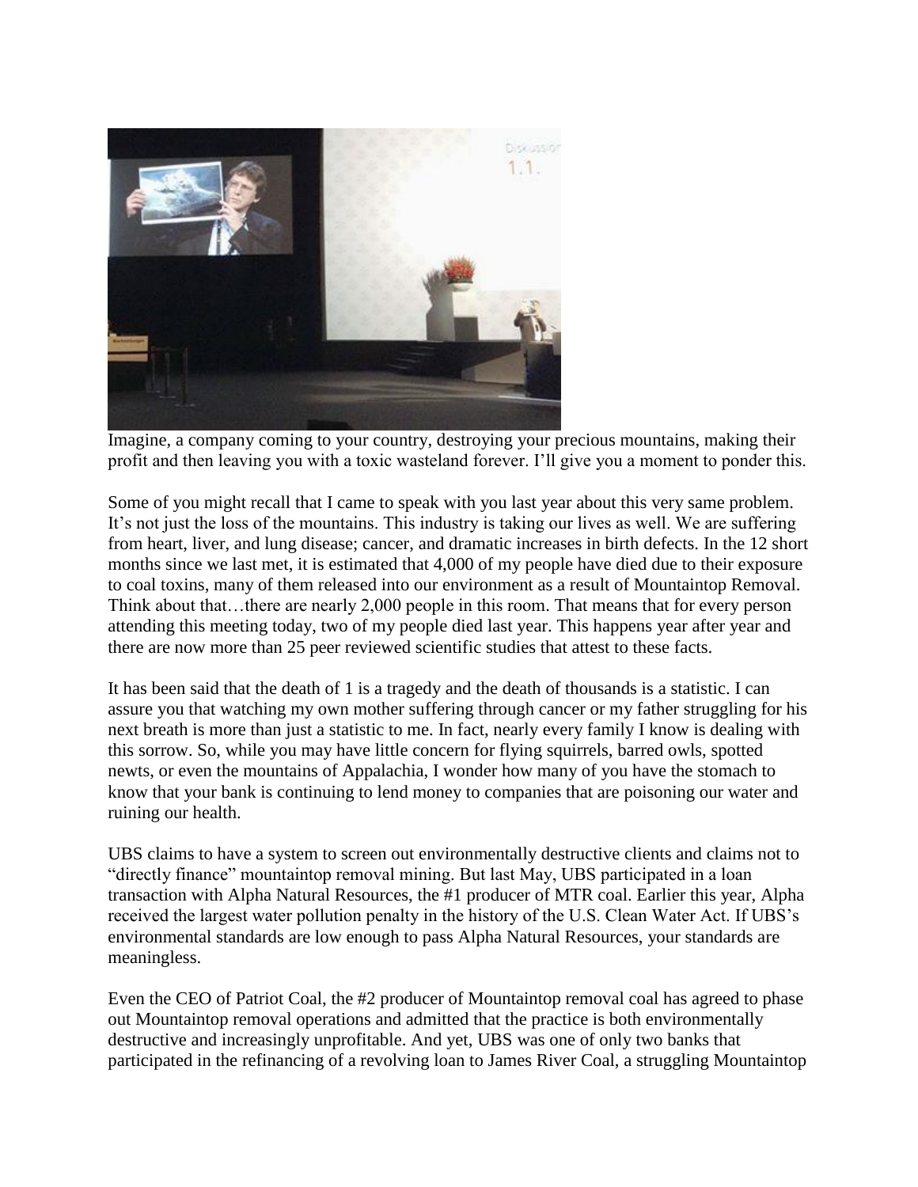Imagine, a company coming to your country, destroying your precious mountains, making their profit and then leaving you with a toxic wasteland forever. I'll give you a moment to ponder this.

Some of you might recall that I came to speak with you last year about this very same problem. It's not just the loss of the mountains. This industry is taking our lives as well. We are suffering from heart, liver, and lung disease; cancer, and dramatic increases in birth defects. In the 12 short months since we last met, it is estimated that 4,000 of my people have died due to their exposure to coal toxins, many of them released into our environment as a result of Mountaintop Removal. Think about that…there are nearly 2,000 people in this room. That means that for every person attending this meeting today, two of my people died last year. This happens year after year and there are now more than 25 peer reviewed scientific studies that attest to these facts.

It has been said that the death of 1 is a tragedy and the death of thousands is a statistic. I can assure you that watching my own mother suffering through cancer or my father struggling for his next breath is more than just a statistic to me. In fact, nearly every family I know is dealing with this sorrow. So, while you may have little concern for flying squirrels, barred owls, spotted newts, or even the mountains of Appalachia, I wonder how many of you have the stomach to know that your bank is continuing to lend money to companies that are poisoning our water and ruining our health.

UBS claims to have a system to screen out environmentally destructive clients and claims not to "directly finance" mountaintop removal mining. But last May, UBS participated in a loan transaction with Alpha Natural Resources, the #1 producer of MTR coal. Earlier this year, Alpha received the largest water pollution penalty in the history of the U.S. Clean Water Act. If UBS's environmental standards are low enough to pass Alpha Natural Resources, your standards are meaningless.

Even the CEO of Patriot Coal, the #2 producer of Mountaintop removal coal has agreed to phase out Mountaintop removal operations and admitted that the practice is both environmentally destructive and increasingly unprofitable. And yet, UBS was one of only two banks that participated in the refinancing of a revolving loan to James River Coal, a struggling Mountaintop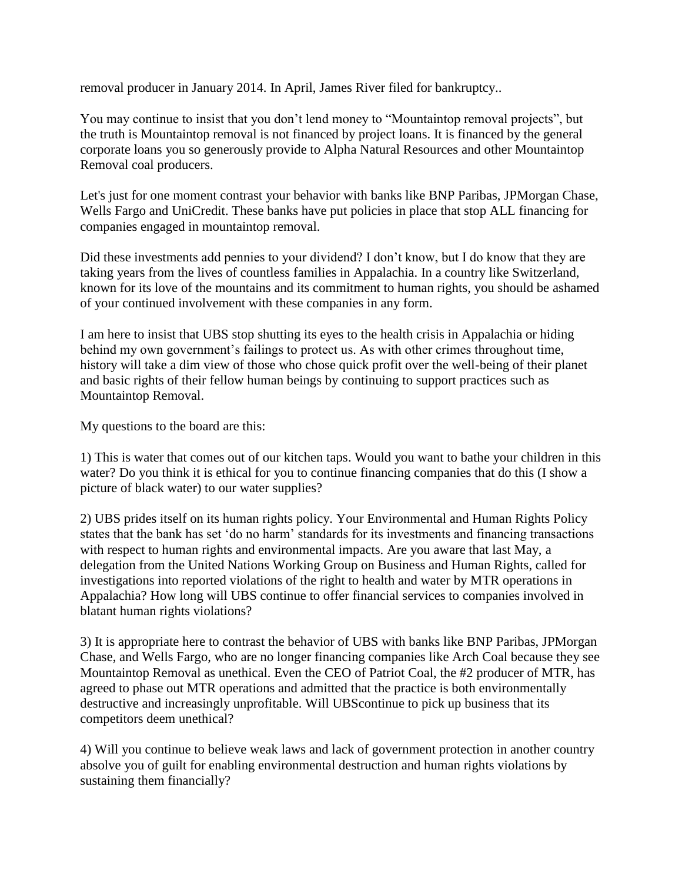removal producer in January 2014. In April, James River filed for bankruptcy..

You may continue to insist that you don't lend money to "Mountaintop removal projects", but the truth is Mountaintop removal is not financed by project loans. It is financed by the general corporate loans you so generously provide to Alpha Natural Resources and other Mountaintop Removal coal producers.

Let's just for one moment contrast your behavior with banks like BNP Paribas, JPMorgan Chase, Wells Fargo and UniCredit. These banks have put policies in place that stop ALL financing for companies engaged in mountaintop removal.

Did these investments add pennies to your dividend? I don't know, but I do know that they are taking years from the lives of countless families in Appalachia. In a country like Switzerland, known for its love of the mountains and its commitment to human rights, you should be ashamed of your continued involvement with these companies in any form.

I am here to insist that UBS stop shutting its eyes to the health crisis in Appalachia or hiding behind my own government's failings to protect us. As with other crimes throughout time, history will take a dim view of those who chose quick profit over the well-being of their planet and basic rights of their fellow human beings by continuing to support practices such as Mountaintop Removal.

My questions to the board are this:

1) This is water that comes out of our kitchen taps. Would you want to bathe your children in this water? Do you think it is ethical for you to continue financing companies that do this (I show a picture of black water) to our water supplies?

2) UBS prides itself on its human rights policy. Your Environmental and Human Rights Policy states that the bank has set 'do no harm' standards for its investments and financing transactions with respect to human rights and environmental impacts. Are you aware that last May, a delegation from the United Nations Working Group on Business and Human Rights, called for investigations into reported violations of the right to health and water by MTR operations in Appalachia? How long will UBS continue to offer financial services to companies involved in blatant human rights violations?

3) It is appropriate here to contrast the behavior of UBS with banks like BNP Paribas, JPMorgan Chase, and Wells Fargo, who are no longer financing companies like Arch Coal because they see Mountaintop Removal as unethical. Even the CEO of Patriot Coal, the #2 producer of MTR, has agreed to phase out MTR operations and admitted that the practice is both environmentally destructive and increasingly unprofitable. Will UBScontinue to pick up business that its competitors deem unethical?

4) Will you continue to believe weak laws and lack of government protection in another country absolve you of guilt for enabling environmental destruction and human rights violations by sustaining them financially?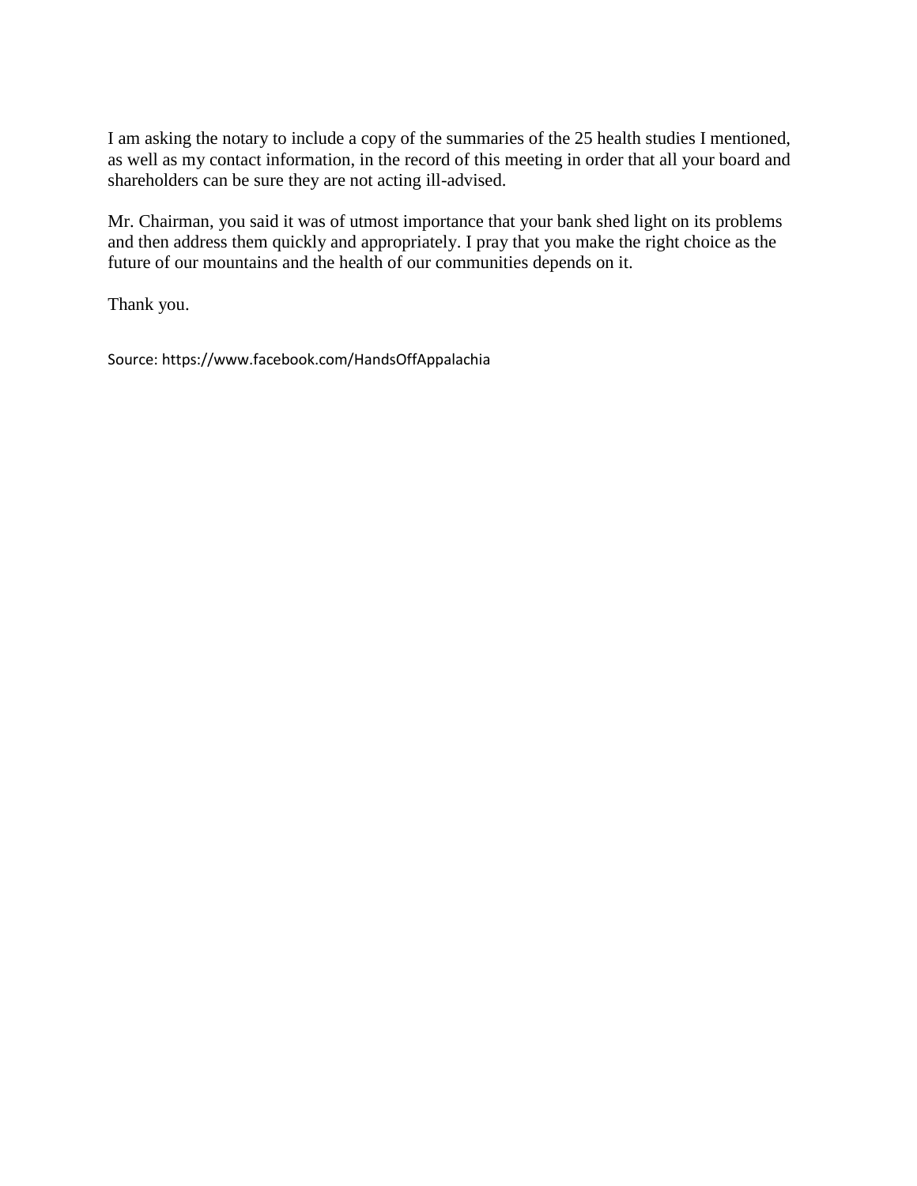I am asking the notary to include a copy of the summaries of the 25 health studies I mentioned, as well as my contact information, in the record of this meeting in order that all your board and shareholders can be sure they are not acting ill-advised.

Mr. Chairman, you said it was of utmost importance that your bank shed light on its problems and then address them quickly and appropriately. I pray that you make the right choice as the future of our mountains and the health of our communities depends on it.

Thank you.

Source: https://www.facebook.com/HandsOffAppalachia